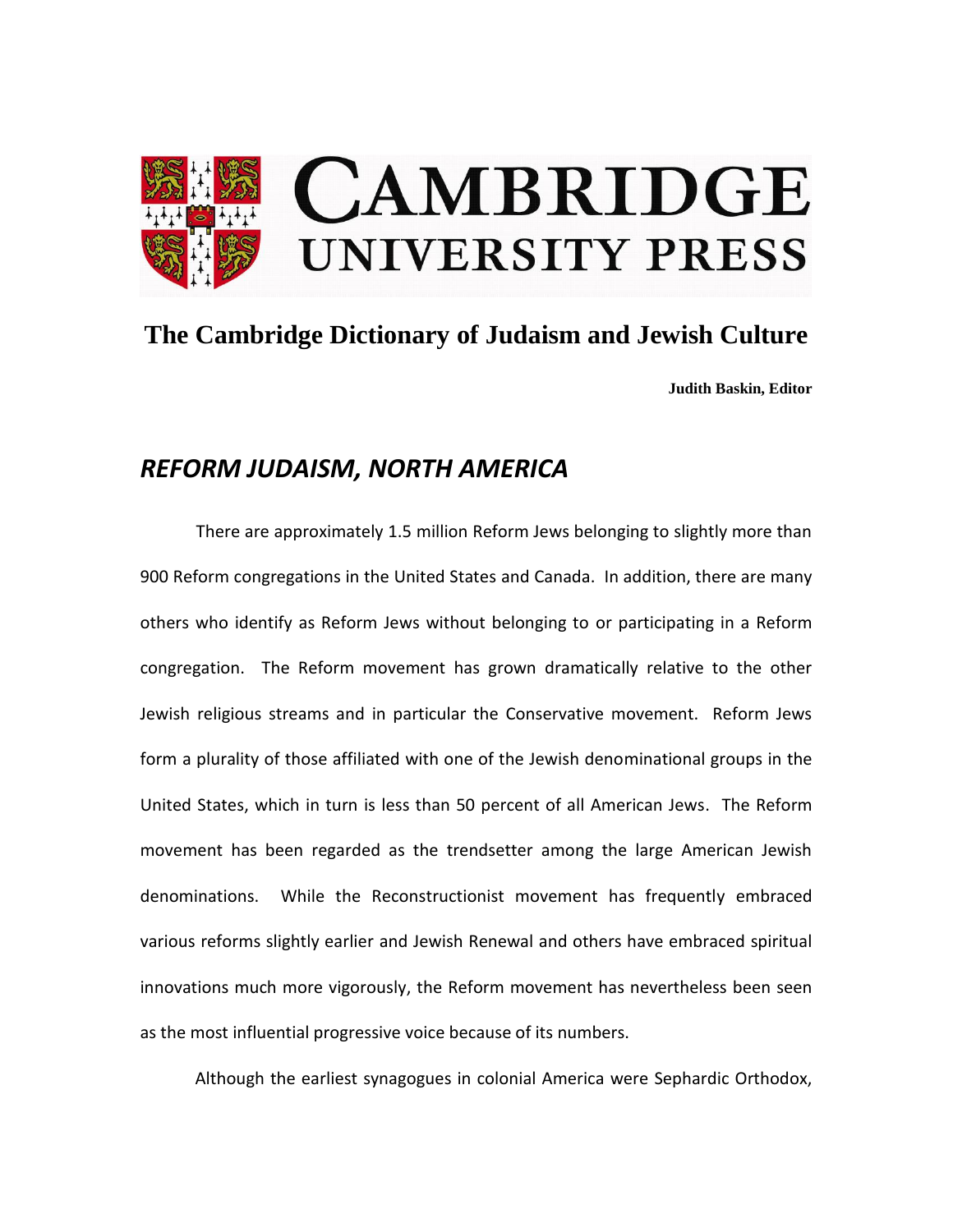# CAMBRIDGE UNIVERSITY PRESS

## The Cambridge Dictionary of Judaism and Jewish Culture

**Judith Baskin, Editor**

## *REFORM JUDAISM, NORTH AMERICA*

There are approximately 1.5 million Reform Jews belonging to slightly more than 900 Reform congregations in the United States and Canada. In addition, there are many others who identify as Reform Jews without belonging to or participating in a Reform congregation. The Reform movement has grown dramatically relative to the other Jewish religious streams and in particular the Conservative movement. Reform Jews form a plurality of those affiliated with one of the Jewish denominational groups in the United States, which in turn is less than 50 percent of all American Jews. The Reform movement has been regarded as the trendsetter among the large American Jewish denominations. While the Reconstructionist movement has frequently embraced various reforms slightly earlier and Jewish Renewal and others have embraced spiritual innovations much more vigorously, the Reform movement has nevertheless been seen as the most influential progressive voice because of its numbers.

Although the earliest synagogues in colonial America were Sephardic Orthodox,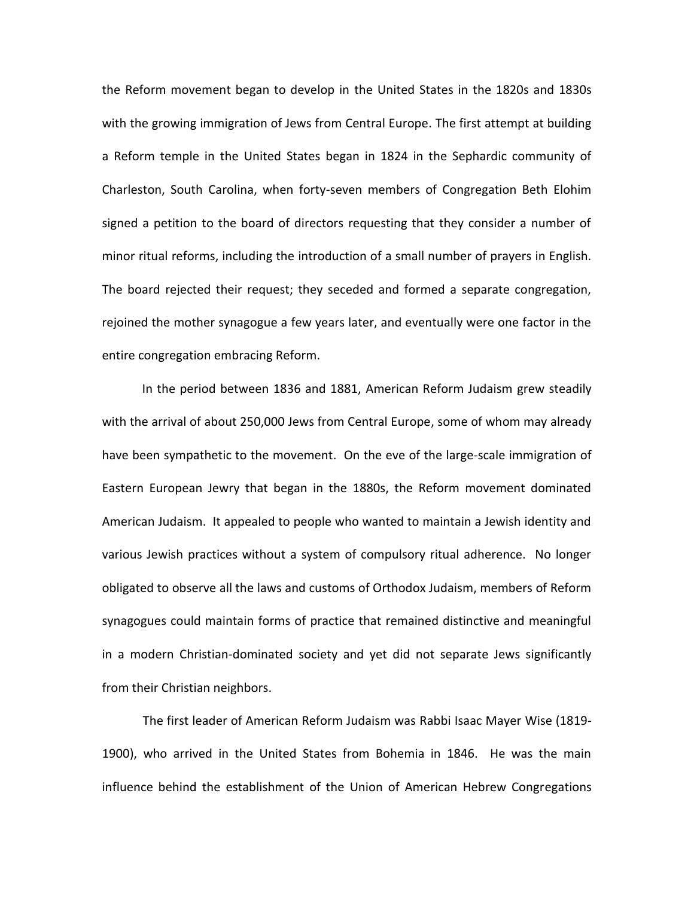the Reform movement began to develop in the United States in the 1820s and 1830s with the growing immigration of Jews from Central Europe. The first attempt at building a Reform temple in the United States began in 1824 in the Sephardic community of Charleston, South Carolina, when forty-seven members of Congregation Beth Elohim signed a petition to the board of directors requesting that they consider a number of minor ritual reforms, including the introduction of a small number of prayers in English. The board rejected their request; they seceded and formed a separate congregation, rejoined the mother synagogue a few years later, and eventually were one factor in the entire congregation embracing Reform.

In the period between 1836 and 1881, American Reform Judaism grew steadily with the arrival of about 250,000 Jews from Central Europe, some of whom may already have been sympathetic to the movement. On the eve of the large-scale immigration of Eastern European Jewry that began in the 1880s, the Reform movement dominated American Judaism. It appealed to people who wanted to maintain a Jewish identity and various Jewish practices without a system of compulsory ritual adherence. No longer obligated to observe all the laws and customs of Orthodox Judaism, members of Reform synagogues could maintain forms of practice that remained distinctive and meaningful in a modern Christian-dominated society and yet did not separate Jews significantly from their Christian neighbors.

The first leader of American Reform Judaism was Rabbi Isaac Mayer Wise (1819-1900), who arrived in the United States from Bohemia in 1846. He was the main influence behind the establishment of the Union of American Hebrew Congregations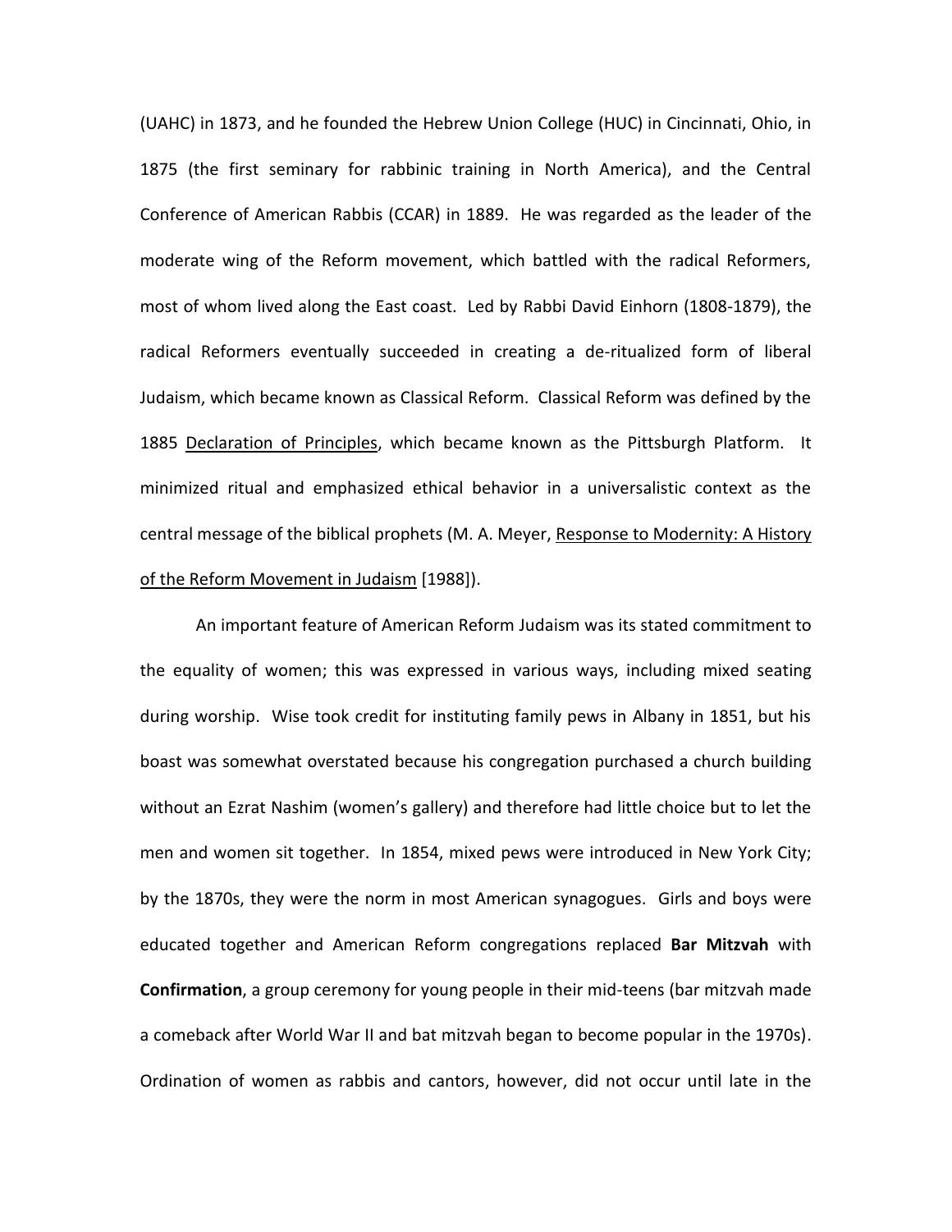(UAHC) in 1873, and he founded the Hebrew Union College (HUC) in Cincinnati, Ohio, in 1875 (the first seminary for rabbinic training in North America), and the Central Conference of American Rabbis (CCAR) in 1889. He was regarded as the leader of the moderate wing of the Reform movement, which battled with the radical Reformers, most of whom lived along the East coast. Led by Rabbi David Einhorn (1808-1879), the radical Reformers eventually succeeded in creating a de-ritualized form of liberal Judaism, which became known as Classical Reform. Classical Reform was defined by the 1885 <u>Declaration of Principles</u>, which became known as the Pittsburgh Platform. It minimized ritual and emphasized ethical behavior in a universalistic context as the central message of the biblical prophets (M. A. Meyer, <u>Response to Modernity: A History of the Reform Movement in Judaism</u> [1988]).

An important feature of American Reform Judaism was its stated commitment to the equality of women; this was expressed in various ways, including mixed seating during worship. Wise took credit for instituting family pews in Albany in 1851, but his boast was somewhat overstated because his congregation purchased a church building without an Ezrat Nashim (women's gallery) and therefore had little choice but to let the men and women sit together. In 1854, mixed pews were introduced in New York City; by the 1870s, they were the norm in most American synagogues. Girls and boys were educated together and American Reform congregations replaced **Bar Mitzvah** with **Confirmation**, a group ceremony for young people in their mid-teens (bar mitzvah made a comeback after World War II and bat mitzvah began to become popular in the 1970s). Ordination of women as rabbis and cantors, however, did not occur until late in the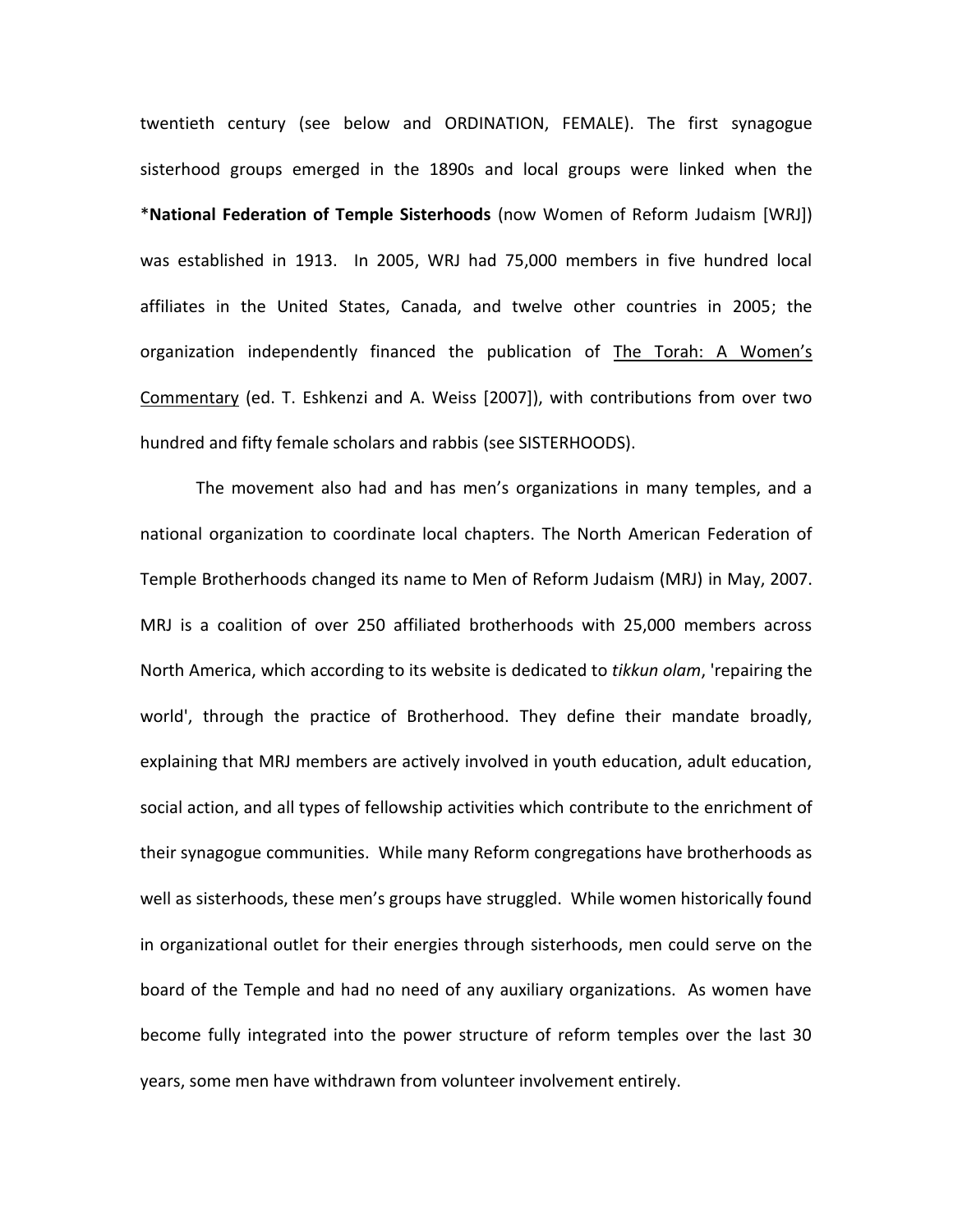twentieth century (see below and ORDINATION, FEMALE). The first synagogue sisterhood groups emerged in the 1890s and local groups were linked when the ***National Federation of Temple Sisterhoods** (now Women of Reform Judaism [WRJ]) was established in 1913. In 2005, WRJ had 75,000 members in five hundred local affiliates in the United States, Canada, and twelve other countries in 2005; the organization independently financed the publication of <u>The Torah: A Women's Commentary</u> (ed. T. Eshkenzi and A. Weiss [2007]), with contributions from over two hundred and fifty female scholars and rabbis (see SISTERHOODS).

The movement also had and has men's organizations in many temples, and a national organization to coordinate local chapters. The North American Federation of Temple Brotherhoods changed its name to Men of Reform Judaism (MRJ) in May, 2007. MRJ is a coalition of over 250 affiliated brotherhoods with 25,000 members across North America, which according to its website is dedicated to *tikkun olam*, 'repairing the world', through the practice of Brotherhood. They define their mandate broadly, explaining that MRJ members are actively involved in youth education, adult education, social action, and all types of fellowship activities which contribute to the enrichment of their synagogue communities. While many Reform congregations have brotherhoods as well as sisterhoods, these men's groups have struggled. While women historically found in organizational outlet for their energies through sisterhoods, men could serve on the board of the Temple and had no need of any auxiliary organizations. As women have become fully integrated into the power structure of reform temples over the last 30 years, some men have withdrawn from volunteer involvement entirely.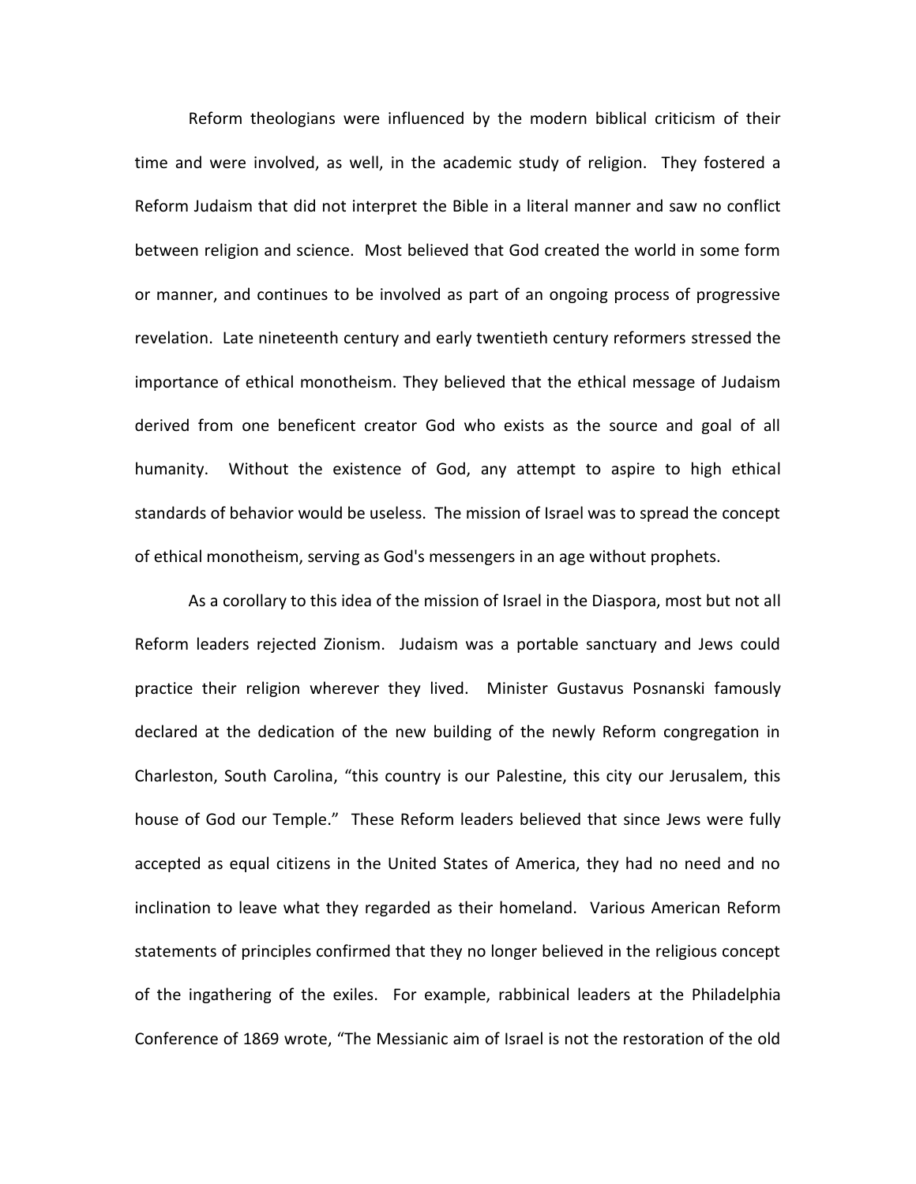Reform theologians were influenced by the modern biblical criticism of their time and were involved, as well, in the academic study of religion. They fostered a Reform Judaism that did not interpret the Bible in a literal manner and saw no conflict between religion and science. Most believed that God created the world in some form or manner, and continues to be involved as part of an ongoing process of progressive revelation. Late nineteenth century and early twentieth century reformers stressed the importance of ethical monotheism. They believed that the ethical message of Judaism derived from one beneficent creator God who exists as the source and goal of all humanity. Without the existence of God, any attempt to aspire to high ethical standards of behavior would be useless. The mission of Israel was to spread the concept of ethical monotheism, serving as God's messengers in an age without prophets.

As a corollary to this idea of the mission of Israel in the Diaspora, most but not all Reform leaders rejected Zionism. Judaism was a portable sanctuary and Jews could practice their religion wherever they lived. Minister Gustavus Posnanski famously declared at the dedication of the new building of the newly Reform congregation in Charleston, South Carolina, "this country is our Palestine, this city our Jerusalem, this house of God our Temple." These Reform leaders believed that since Jews were fully accepted as equal citizens in the United States of America, they had no need and no inclination to leave what they regarded as their homeland. Various American Reform statements of principles confirmed that they no longer believed in the religious concept of the ingathering of the exiles. For example, rabbinical leaders at the Philadelphia Conference of 1869 wrote, "The Messianic aim of Israel is not the restoration of the old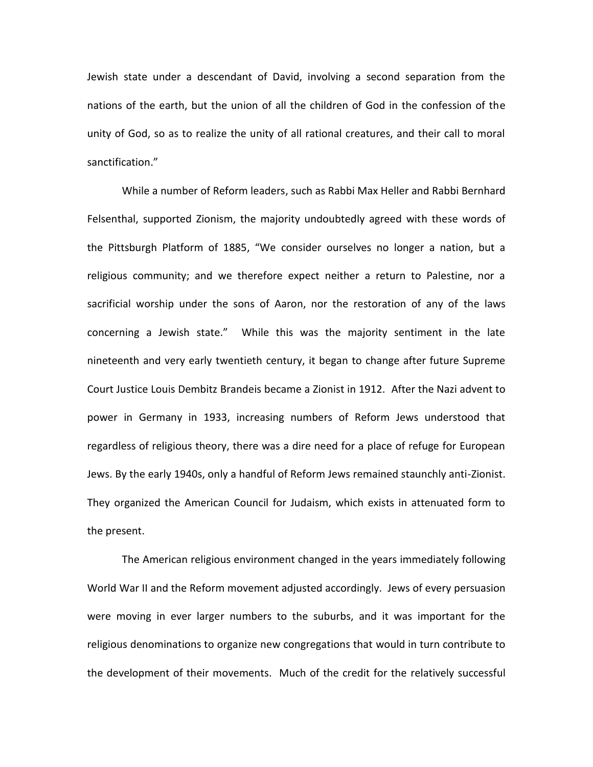Jewish state under a descendant of David, involving a second separation from the nations of the earth, but the union of all the children of God in the confession of the unity of God, so as to realize the unity of all rational creatures, and their call to moral sanctification."

While a number of Reform leaders, such as Rabbi Max Heller and Rabbi Bernhard Felsenthal, supported Zionism, the majority undoubtedly agreed with these words of the Pittsburgh Platform of 1885, "We consider ourselves no longer a nation, but a religious community; and we therefore expect neither a return to Palestine, nor a sacrificial worship under the sons of Aaron, nor the restoration of any of the laws concerning a Jewish state." While this was the majority sentiment in the late nineteenth and very early twentieth century, it began to change after future Supreme Court Justice Louis Dembitz Brandeis became a Zionist in 1912. After the Nazi advent to power in Germany in 1933, increasing numbers of Reform Jews understood that regardless of religious theory, there was a dire need for a place of refuge for European Jews. By the early 1940s, only a handful of Reform Jews remained staunchly anti-Zionist. They organized the American Council for Judaism, which exists in attenuated form to the present.

The American religious environment changed in the years immediately following World War II and the Reform movement adjusted accordingly. Jews of every persuasion were moving in ever larger numbers to the suburbs, and it was important for the religious denominations to organize new congregations that would in turn contribute to the development of their movements. Much of the credit for the relatively successful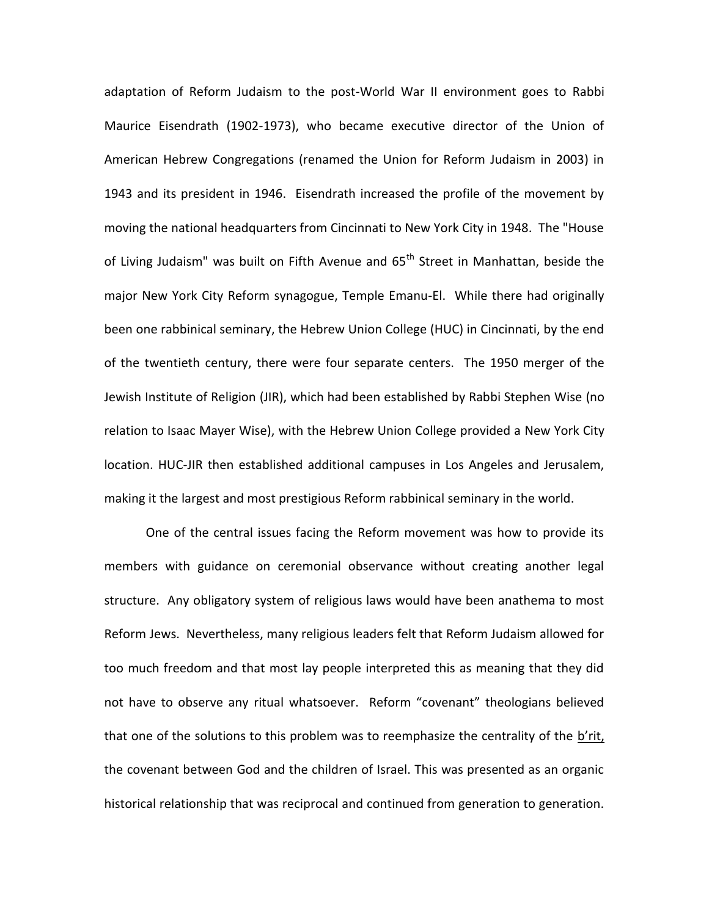adaptation of Reform Judaism to the post-World War II environment goes to Rabbi Maurice Eisendrath (1902-1973), who became executive director of the Union of American Hebrew Congregations (renamed the Union for Reform Judaism in 2003) in 1943 and its president in 1946. Eisendrath increased the profile of the movement by moving the national headquarters from Cincinnati to New York City in 1948. The "House of Living Judaism" was built on Fifth Avenue and 65th Street in Manhattan, beside the major New York City Reform synagogue, Temple Emanu-El. While there had originally been one rabbinical seminary, the Hebrew Union College (HUC) in Cincinnati, by the end of the twentieth century, there were four separate centers. The 1950 merger of the Jewish Institute of Religion (JIR), which had been established by Rabbi Stephen Wise (no relation to Isaac Mayer Wise), with the Hebrew Union College provided a New York City location. HUC-JIR then established additional campuses in Los Angeles and Jerusalem, making it the largest and most prestigious Reform rabbinical seminary in the world.

One of the central issues facing the Reform movement was how to provide its members with guidance on ceremonial observance without creating another legal structure. Any obligatory system of religious laws would have been anathema to most Reform Jews. Nevertheless, many religious leaders felt that Reform Judaism allowed for too much freedom and that most lay people interpreted this as meaning that they did not have to observe any ritual whatsoever. Reform “covenant” theologians believed that one of the solutions to this problem was to reemphasize the centrality of the b’rit, the covenant between God and the children of Israel. This was presented as an organic historical relationship that was reciprocal and continued from generation to generation.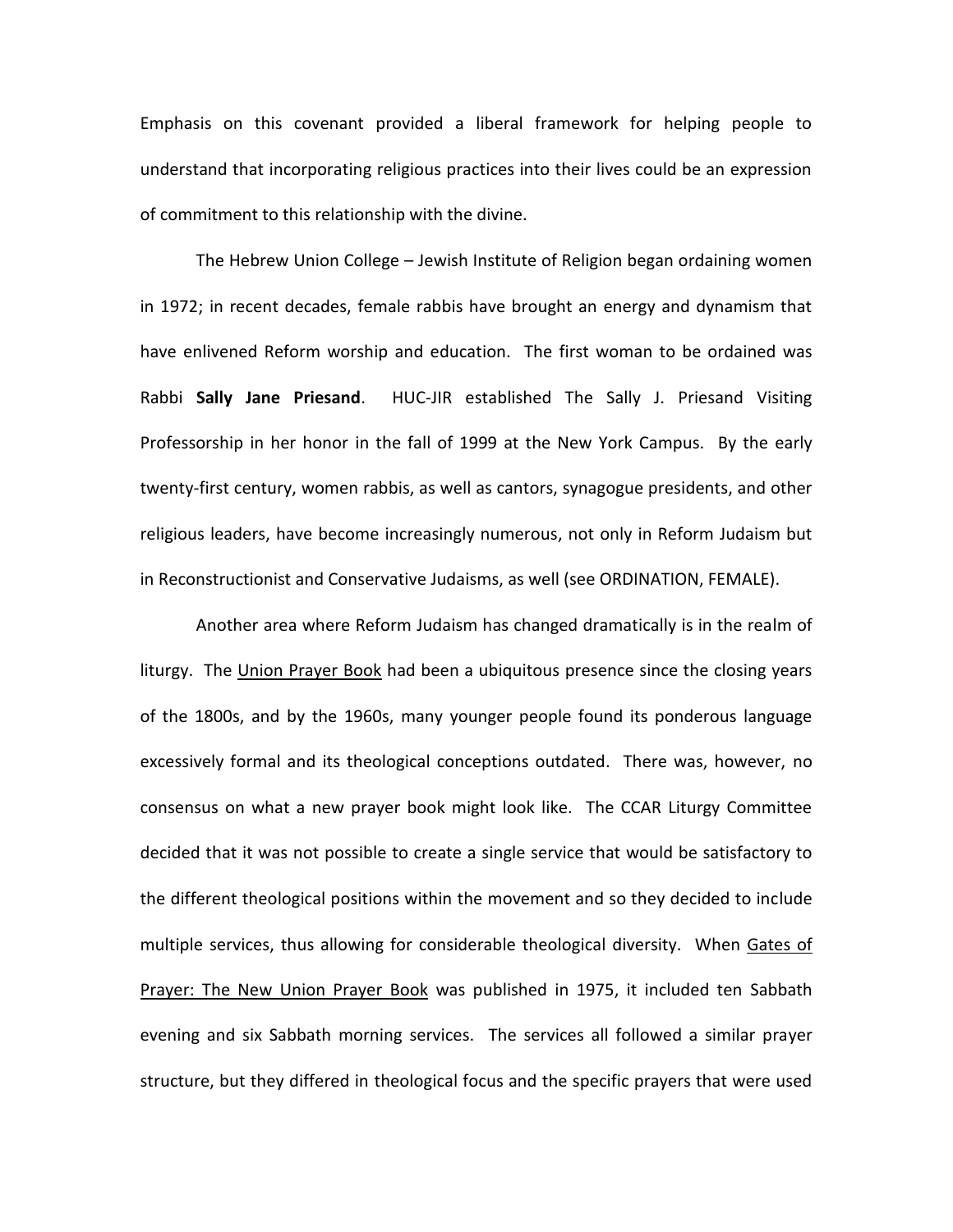Emphasis on this covenant provided a liberal framework for helping people to understand that incorporating religious practices into their lives could be an expression of commitment to this relationship with the divine.

The Hebrew Union College – Jewish Institute of Religion began ordaining women in 1972; in recent decades, female rabbis have brought an energy and dynamism that have enlivened Reform worship and education. The first woman to be ordained was Rabbi **Sally Jane Priesand**. HUC-JIR established The Sally J. Priesand Visiting Professorship in her honor in the fall of 1999 at the New York Campus. By the early twenty-first century, women rabbis, as well as cantors, synagogue presidents, and other religious leaders, have become increasingly numerous, not only in Reform Judaism but in Reconstructionist and Conservative Judaisms, as well (see ORDINATION, FEMALE).

Another area where Reform Judaism has changed dramatically is in the realm of liturgy. The <u>Union Prayer Book</u> had been a ubiquitous presence since the closing years of the 1800s, and by the 1960s, many younger people found its ponderous language excessively formal and its theological conceptions outdated. There was, however, no consensus on what a new prayer book might look like. The CCAR Liturgy Committee decided that it was not possible to create a single service that would be satisfactory to the different theological positions within the movement and so they decided to include multiple services, thus allowing for considerable theological diversity. When <u>Gates of Prayer: The New Union Prayer Book</u> was published in 1975, it included ten Sabbath evening and six Sabbath morning services. The services all followed a similar prayer structure, but they differed in theological focus and the specific prayers that were used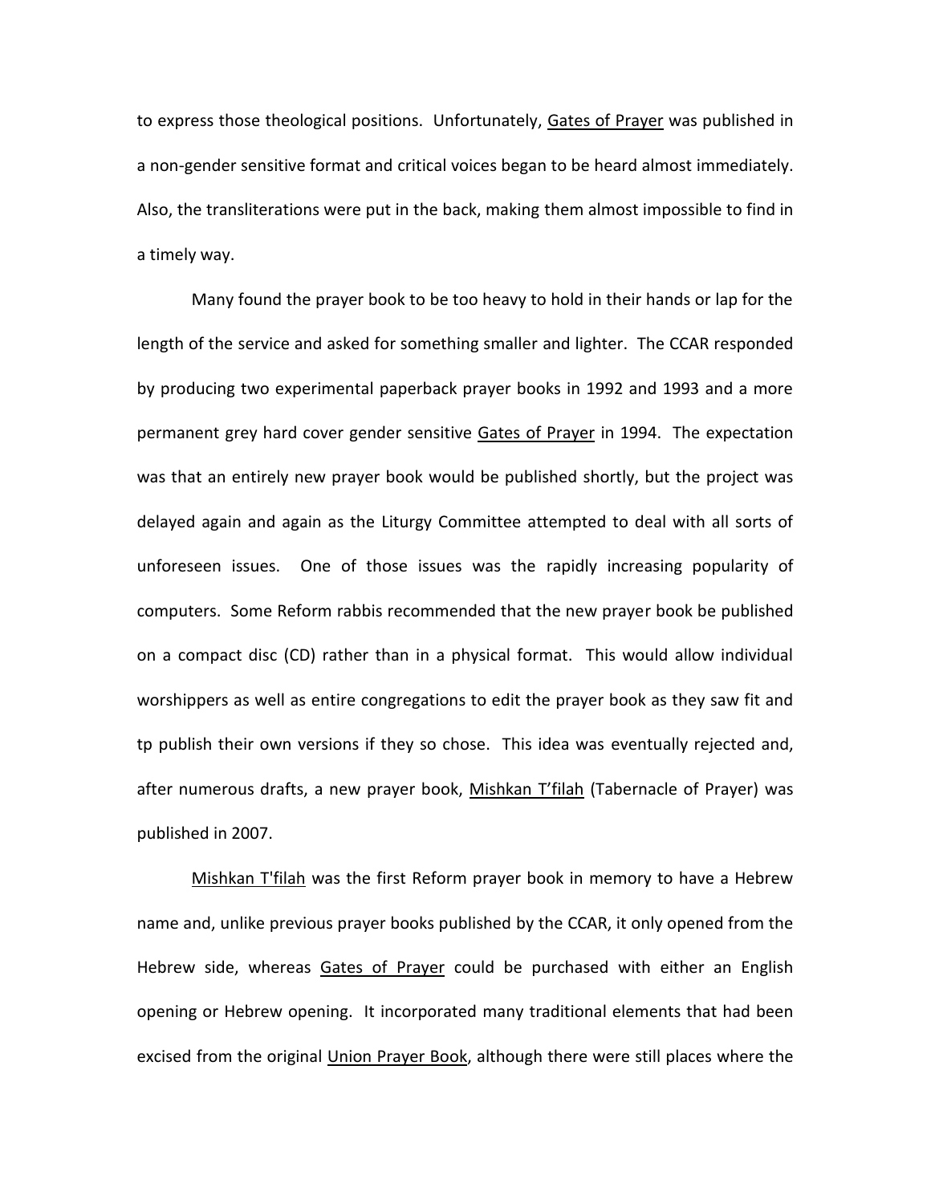to express those theological positions. Unfortunately, <u>Gates of Prayer</u> was published in a non-gender sensitive format and critical voices began to be heard almost immediately. Also, the transliterations were put in the back, making them almost impossible to find in a timely way.

Many found the prayer book to be too heavy to hold in their hands or lap for the length of the service and asked for something smaller and lighter. The CCAR responded by producing two experimental paperback prayer books in 1992 and 1993 and a more permanent grey hard cover gender sensitive <u>Gates of Prayer</u> in 1994. The expectation was that an entirely new prayer book would be published shortly, but the project was delayed again and again as the Liturgy Committee attempted to deal with all sorts of unforeseen issues. One of those issues was the rapidly increasing popularity of computers. Some Reform rabbis recommended that the new prayer book be published on a compact disc (CD) rather than in a physical format. This would allow individual worshippers as well as entire congregations to edit the prayer book as they saw fit and tp publish their own versions if they so chose. This idea was eventually rejected and, after numerous drafts, a new prayer book, <u>Mishkan T'filah</u> (Tabernacle of Prayer) was published in 2007.

<u>Mishkan T'filah</u> was the first Reform prayer book in memory to have a Hebrew name and, unlike previous prayer books published by the CCAR, it only opened from the Hebrew side, whereas <u>Gates of Prayer</u> could be purchased with either an English opening or Hebrew opening. It incorporated many traditional elements that had been excised from the original <u>Union Prayer Book</u>, although there were still places where the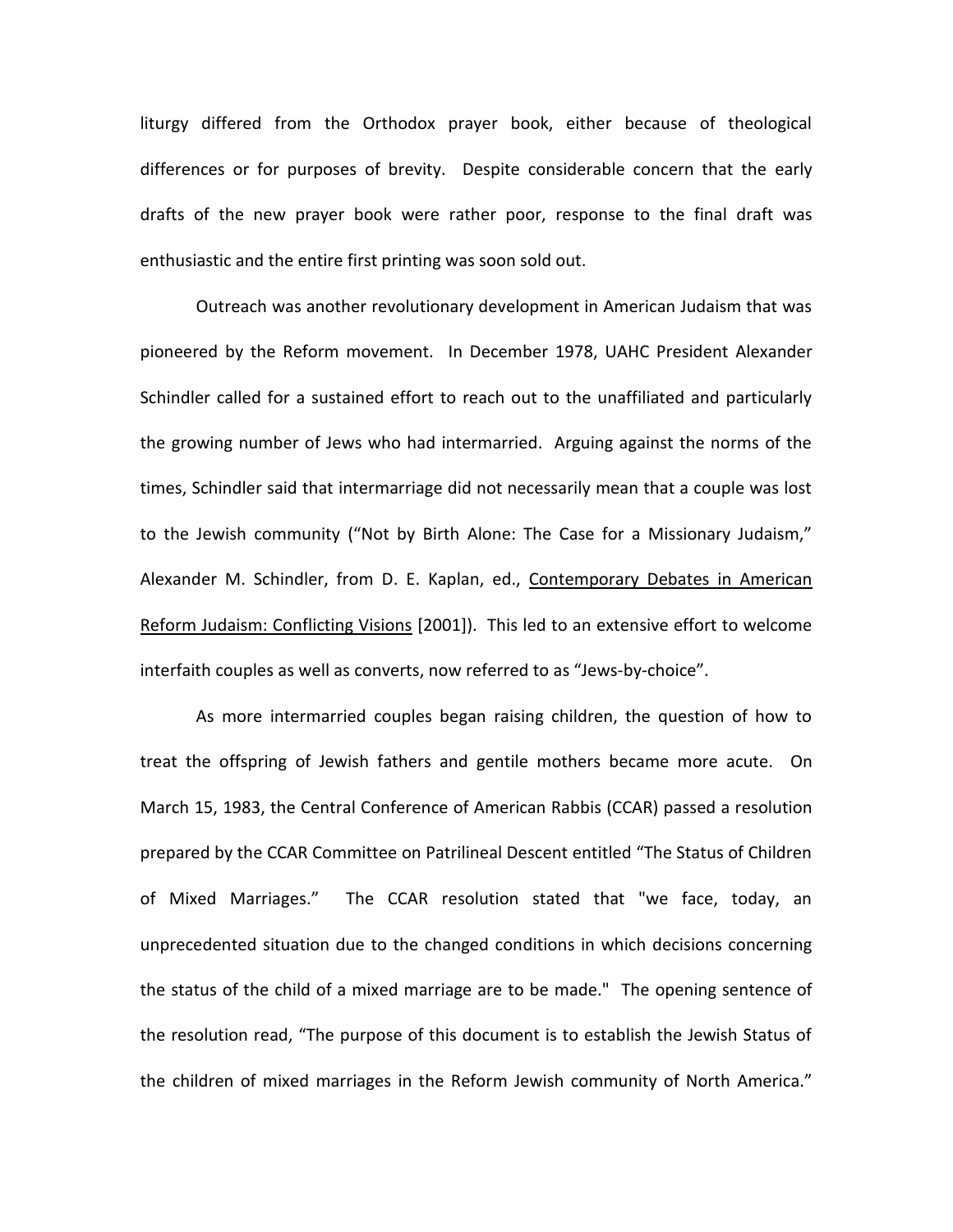liturgy differed from the Orthodox prayer book, either because of theological differences or for purposes of brevity. Despite considerable concern that the early drafts of the new prayer book were rather poor, response to the final draft was enthusiastic and the entire first printing was soon sold out.

Outreach was another revolutionary development in American Judaism that was pioneered by the Reform movement. In December 1978, UAHC President Alexander Schindler called for a sustained effort to reach out to the unaffiliated and particularly the growing number of Jews who had intermarried. Arguing against the norms of the times, Schindler said that intermarriage did not necessarily mean that a couple was lost to the Jewish community ("Not by Birth Alone: The Case for a Missionary Judaism," Alexander M. Schindler, from D. E. Kaplan, ed., Contemporary Debates in American Reform Judaism: Conflicting Visions [2001]). This led to an extensive effort to welcome interfaith couples as well as converts, now referred to as "Jews-by-choice".

As more intermarried couples began raising children, the question of how to treat the offspring of Jewish fathers and gentile mothers became more acute. On March 15, 1983, the Central Conference of American Rabbis (CCAR) passed a resolution prepared by the CCAR Committee on Patrilineal Descent entitled "The Status of Children of Mixed Marriages." The CCAR resolution stated that "we face, today, an unprecedented situation due to the changed conditions in which decisions concerning the status of the child of a mixed marriage are to be made." The opening sentence of the resolution read, "The purpose of this document is to establish the Jewish Status of the children of mixed marriages in the Reform Jewish community of North America."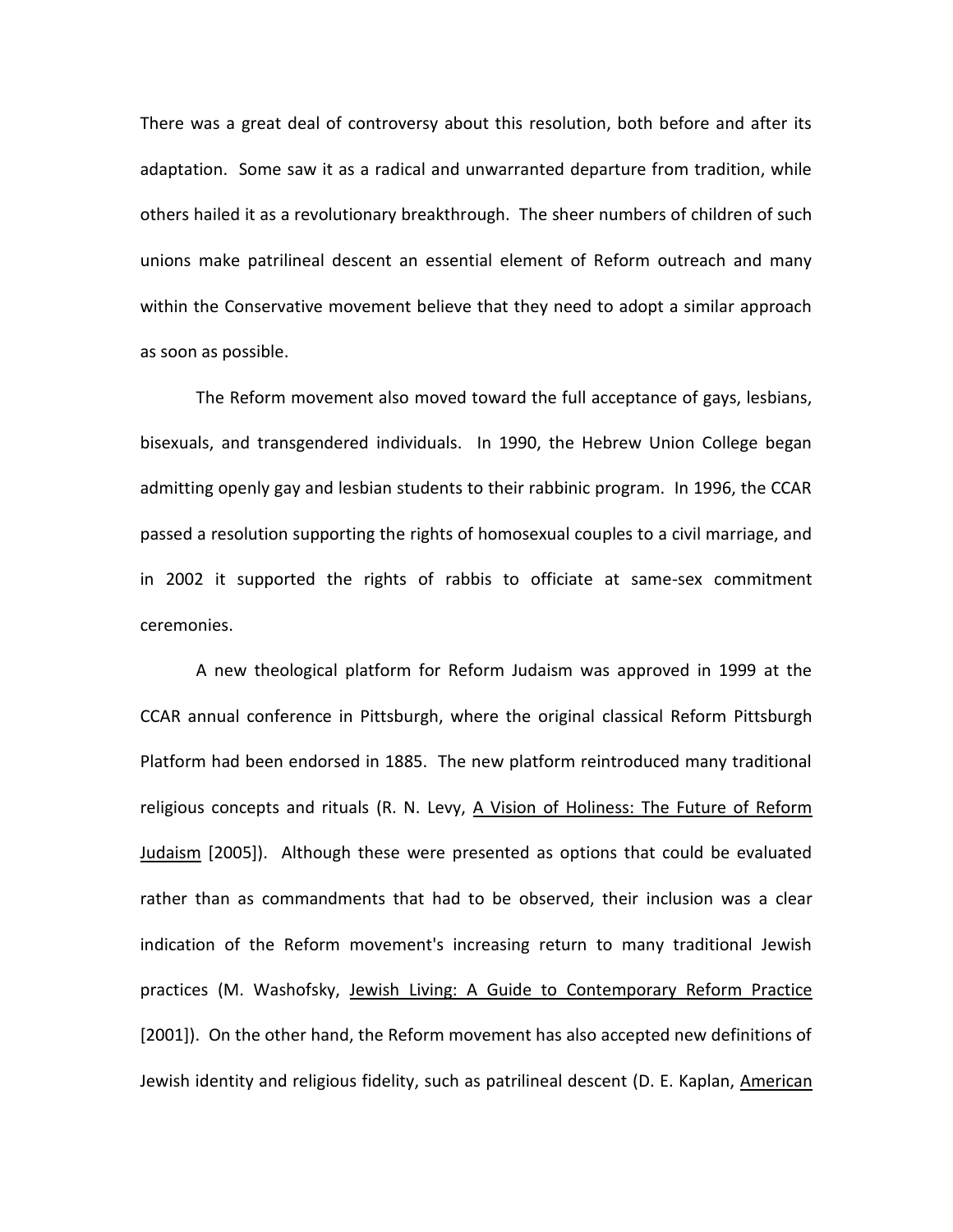There was a great deal of controversy about this resolution, both before and after its adaptation. Some saw it as a radical and unwarranted departure from tradition, while others hailed it as a revolutionary breakthrough. The sheer numbers of children of such unions make patrilineal descent an essential element of Reform outreach and many within the Conservative movement believe that they need to adopt a similar approach as soon as possible.

The Reform movement also moved toward the full acceptance of gays, lesbians, bisexuals, and transgendered individuals. In 1990, the Hebrew Union College began admitting openly gay and lesbian students to their rabbinic program. In 1996, the CCAR passed a resolution supporting the rights of homosexual couples to a civil marriage, and in 2002 it supported the rights of rabbis to officiate at same-sex commitment ceremonies.

A new theological platform for Reform Judaism was approved in 1999 at the CCAR annual conference in Pittsburgh, where the original classical Reform Pittsburgh Platform had been endorsed in 1885. The new platform reintroduced many traditional religious concepts and rituals (R. N. Levy, <u>A Vision of Holiness: The Future of Reform Judaism</u> [2005]). Although these were presented as options that could be evaluated rather than as commandments that had to be observed, their inclusion was a clear indication of the Reform movement's increasing return to many traditional Jewish practices (M. Washofsky, <u>Jewish Living: A Guide to Contemporary Reform Practice</u> [2001]). On the other hand, the Reform movement has also accepted new definitions of Jewish identity and religious fidelity, such as patrilineal descent (D. E. Kaplan, <u>American</u>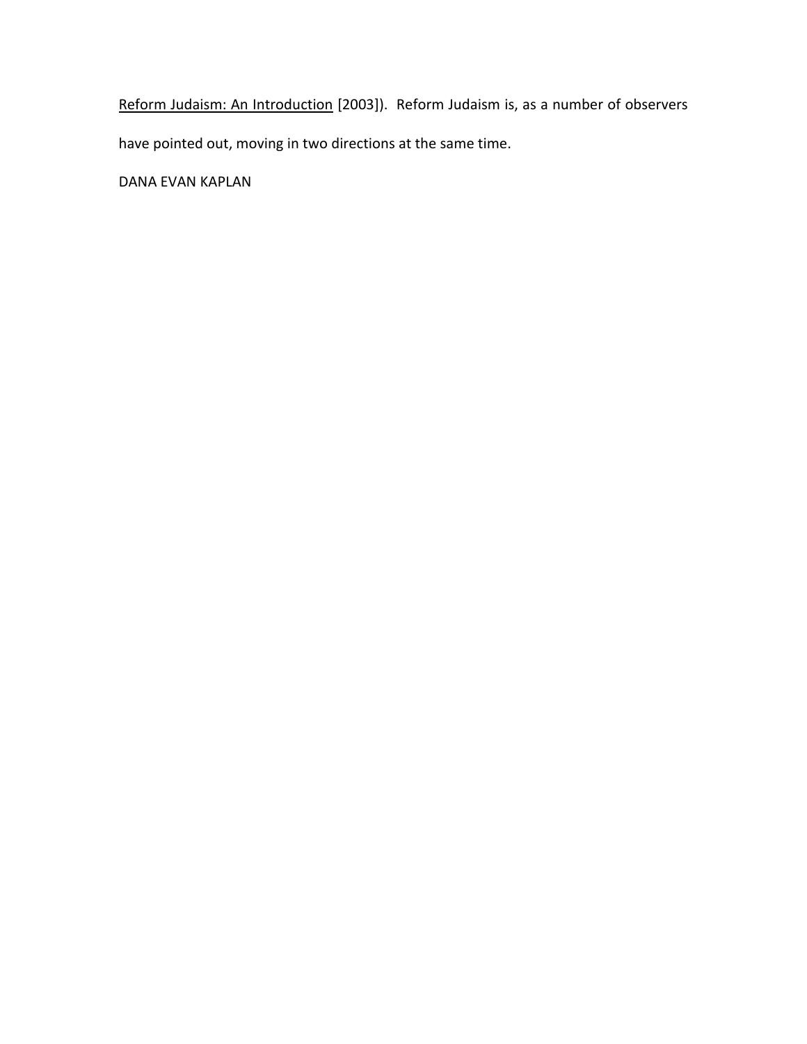Reform Judaism: An Introduction [2003]). Reform Judaism is, as a number of observers have pointed out, moving in two directions at the same time.

DANA EVAN KAPLAN